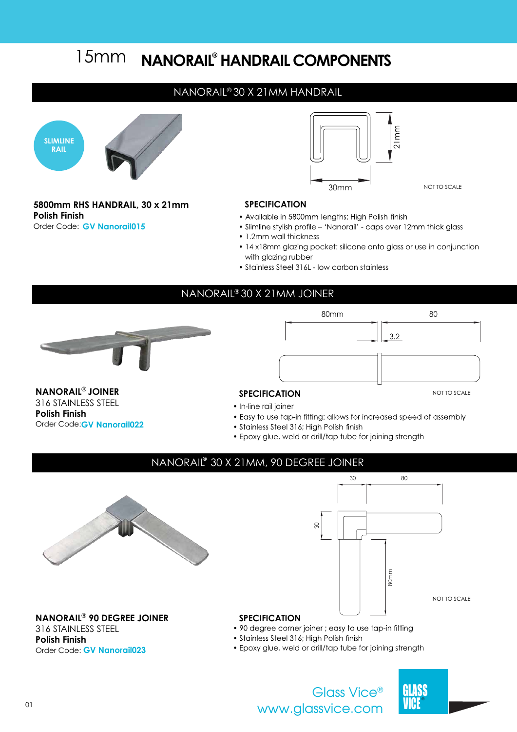# 15mm NANORAIL® HANDRAIL COMPONENTS

## NANORAIL® 30 X 21MM HANDRAIL

SLIMLINE RAIL

21mm

30mm

NOT TO SCALE

**5800mm RHS HANDRAIL, 30 x 21mm**
**Polish Finish**
Order Code: **GV Nanorail015**

### SPECIFICATION

- Available in 5800mm lengths; High Polish finish
- Slimline stylish profile – 'Nanorail' - caps over 12mm thick glass
- 1.2mm wall thickness
- 14 x18mm glazing pocket: silicone onto glass or use in conjunction with glazing rubber
- Stainless Steel 316L - low carbon stainless

## NANORAIL® 30 X 21MM JOINER

80mm

80

3.2

NOT TO SCALE

**NANORAIL® JOINER**
316 STAINLESS STEEL
**Polish Finish**
Order Code: **GV Nanorail022**

### SPECIFICATION

- In-line rail joiner
- Easy to use tap-in fitting: allows for increased speed of assembly
- Stainless Steel 316; High Polish finish
- Epoxy glue, weld or drill/tap tube for joining strength

## NANORAIL® 30 X 21MM, 90 DEGREE JOINER

30

80

30

80mm

NOT TO SCALE

**NANORAIL® 90 DEGREE JOINER**
316 STAINLESS STEEL
**Polish Finish**
Order Code: **GV Nanorail023**

### SPECIFICATION

- 90 degree corner joiner ; easy to use tap-in fitting
- Stainless Steel 316; High Polish finish
- Epoxy glue, weld or drill/tap tube for joining strength

Glass Vice®
www.glassvice.com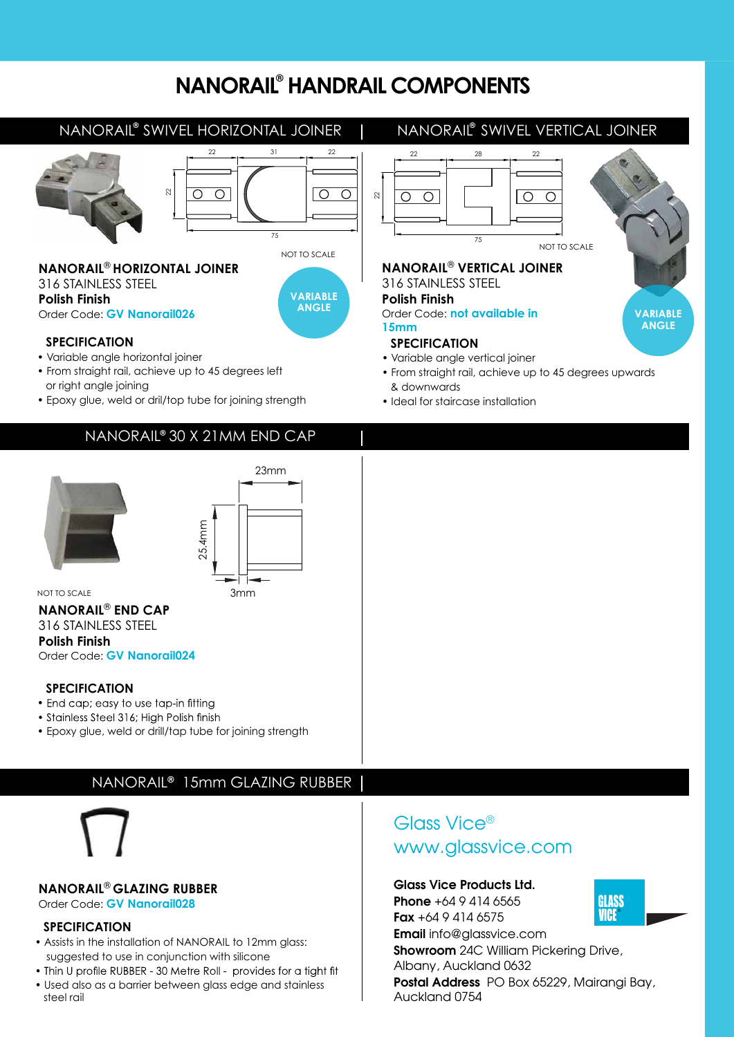# NANORAIL® HANDRAIL COMPONENTS

## NANORAIL® SWIVEL HORIZONTAL JOINER

22
31
22
22
75

NOT TO SCALE

### NANORAIL® HORIZONTAL JOINER

316 STAINLESS STEEL
**Polish Finish**
Order Code: **GV Nanorail026**

VARIABLE ANGLE

#### SPECIFICATION

- Variable angle horizontal joiner
- From straight rail, achieve up to 45 degrees left or right angle joining
- Epoxy glue, weld or dril/top tube for joining strength

## NANORAIL® SWIVEL VERTICAL JOINER

22
28
22
22
75

NOT TO SCALE

### NANORAIL® VERTICAL JOINER

316 STAINLESS STEEL
**Polish Finish**
Order Code: **not available in 15mm**

VARIABLE ANGLE

#### SPECIFICATION

- Variable angle vertical joiner
- From straight rail, achieve up to 45 degrees upwards & downwards
- Ideal for staircase installation

## NANORAIL® 30 X 21MM END CAP

23mm
25.4mm
3mm

NOT TO SCALE

### NANORAIL® END CAP

316 STAINLESS STEEL
**Polish Finish**
Order Code: **GV Nanorail024**

#### SPECIFICATION

- End cap; easy to use tap-in fitting
- Stainless Steel 316; High Polish finish
- Epoxy glue, weld or drill/tap tube for joining strength

## NANORAIL® 15mm GLAZING RUBBER

### NANORAIL® GLAZING RUBBER

Order Code: **GV Nanorail028**

#### SPECIFICATION

- Assists in the installation of NANORAIL to 12mm glass: suggested to use in conjunction with silicone
- Thin U profile RUBBER - 30 Metre Roll - provides for a tight fit
- Used also as a barrier between glass edge and stainless steel rail

Glass Vice®
www.glassvice.com

**Glass Vice Products Ltd.**
**Phone** +64 9 414 6565
**Fax** +64 9 414 6575
**Email** info@glassvice.com
**Showroom** 24C William Pickering Drive, Albany, Auckland 0632
**Postal Address** PO Box 65229, Mairangi Bay, Auckland 0754

GLASS VICE